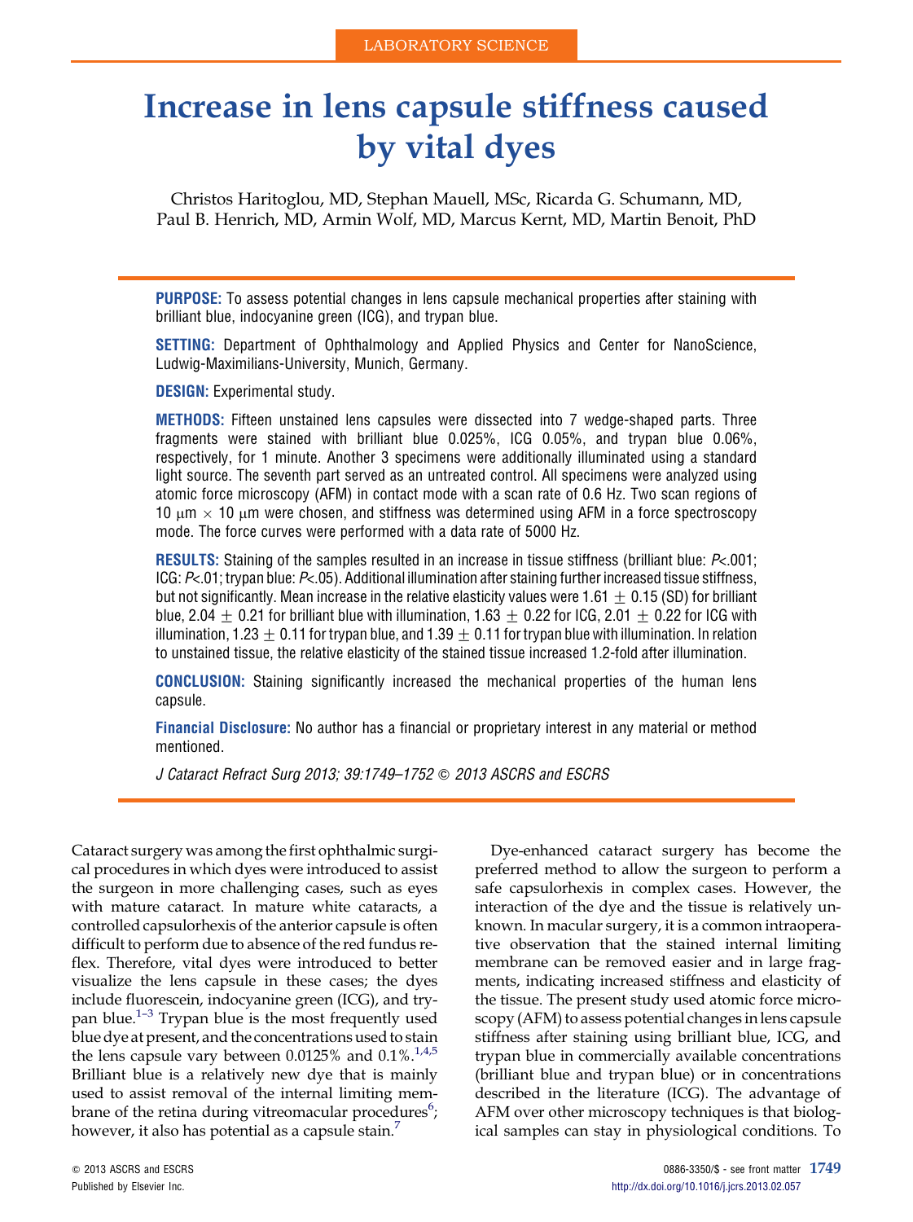LABORATORY SCIENCE

# Increase in lens capsule stiffness caused by vital dyes

Christos Haritoglou, MD, Stephan Mauell, MSc, Ricarda G. Schumann, MD, Paul B. Henrich, MD, Armin Wolf, MD, Marcus Kernt, MD, Martin Benoit, PhD

**PURPOSE:** To assess potential changes in lens capsule mechanical properties after staining with brilliant blue, indocyanine green (ICG), and trypan blue.

**SETTING:** Department of Ophthalmology and Applied Physics and Center for NanoScience, Ludwig-Maximilians-University, Munich, Germany.

**DESIGN:** Experimental study.

**METHODS:** Fifteen unstained lens capsules were dissected into 7 wedge-shaped parts. Three fragments were stained with brilliant blue 0.025%, ICG 0.05%, and trypan blue 0.06%, respectively, for 1 minute. Another 3 specimens were additionally illuminated using a standard light source. The seventh part served as an untreated control. All specimens were analyzed using atomic force microscopy (AFM) in contact mode with a scan rate of 0.6 Hz. Two scan regions of 10 μm × 10 μm were chosen, and stiffness was determined using AFM in a force spectroscopy mode. The force curves were performed with a data rate of 5000 Hz.

**RESULTS:** Staining of the samples resulted in an increase in tissue stiffness (brilliant blue: $P<.001$; ICG: $P<.01$; trypan blue: $P<.05$). Additional illumination after staining further increased tissue stiffness, but not significantly. Mean increase in the relative elasticity values were 1.61 ± 0.15 (SD) for brilliant blue, 2.04 ± 0.21 for brilliant blue with illumination, 1.63 ± 0.22 for ICG, 2.01 ± 0.22 for ICG with illumination, 1.23 ± 0.11 for trypan blue, and 1.39 ± 0.11 for trypan blue with illumination. In relation to unstained tissue, the relative elasticity of the stained tissue increased 1.2-fold after illumination.

**CONCLUSION:** Staining significantly increased the mechanical properties of the human lens capsule.

**Financial Disclosure:** No author has a financial or proprietary interest in any material or method mentioned.

*J Cataract Refract Surg 2013; 39:1749–1752 © 2013 ASCRS and ESCRS*

Cataract surgery was among the first ophthalmic surgical procedures in which dyes were introduced to assist the surgeon in more challenging cases, such as eyes with mature cataract. In mature white cataracts, a controlled capsulorhexis of the anterior capsule is often difficult to perform due to absence of the red fundus reflex. Therefore, vital dyes were introduced to better visualize the lens capsule in these cases; the dyes include fluorescein, indocyanine green (ICG), and trypan blue.[1–3] Trypan blue is the most frequently used blue dye at present, and the concentrations used to stain the lens capsule vary between 0.0125% and 0.1%.[1,4,5] Brilliant blue is a relatively new dye that is mainly used to assist removal of the internal limiting membrane of the retina during vitreomacular procedures[6]; however, it also has potential as a capsule stain.[7]

Dye-enhanced cataract surgery has become the preferred method to allow the surgeon to perform a safe capsulorhexis in complex cases. However, the interaction of the dye and the tissue is relatively unknown. In macular surgery, it is a common intraoperative observation that the stained internal limiting membrane can be removed easier and in large fragments, indicating increased stiffness and elasticity of the tissue. The present study used atomic force microscopy (AFM) to assess potential changes in lens capsule stiffness after staining using brilliant blue, ICG, and trypan blue in commercially available concentrations (brilliant blue and trypan blue) or in concentrations described in the literature (ICG). The advantage of AFM over other microscopy techniques is that biological samples can stay in physiological conditions. To

© 2013 ASCRS and ESCRS
Published by Elsevier Inc.

0886-3350/$ - see front matter
http://dx.doi.org/10.1016/j.jcrs.2013.02.057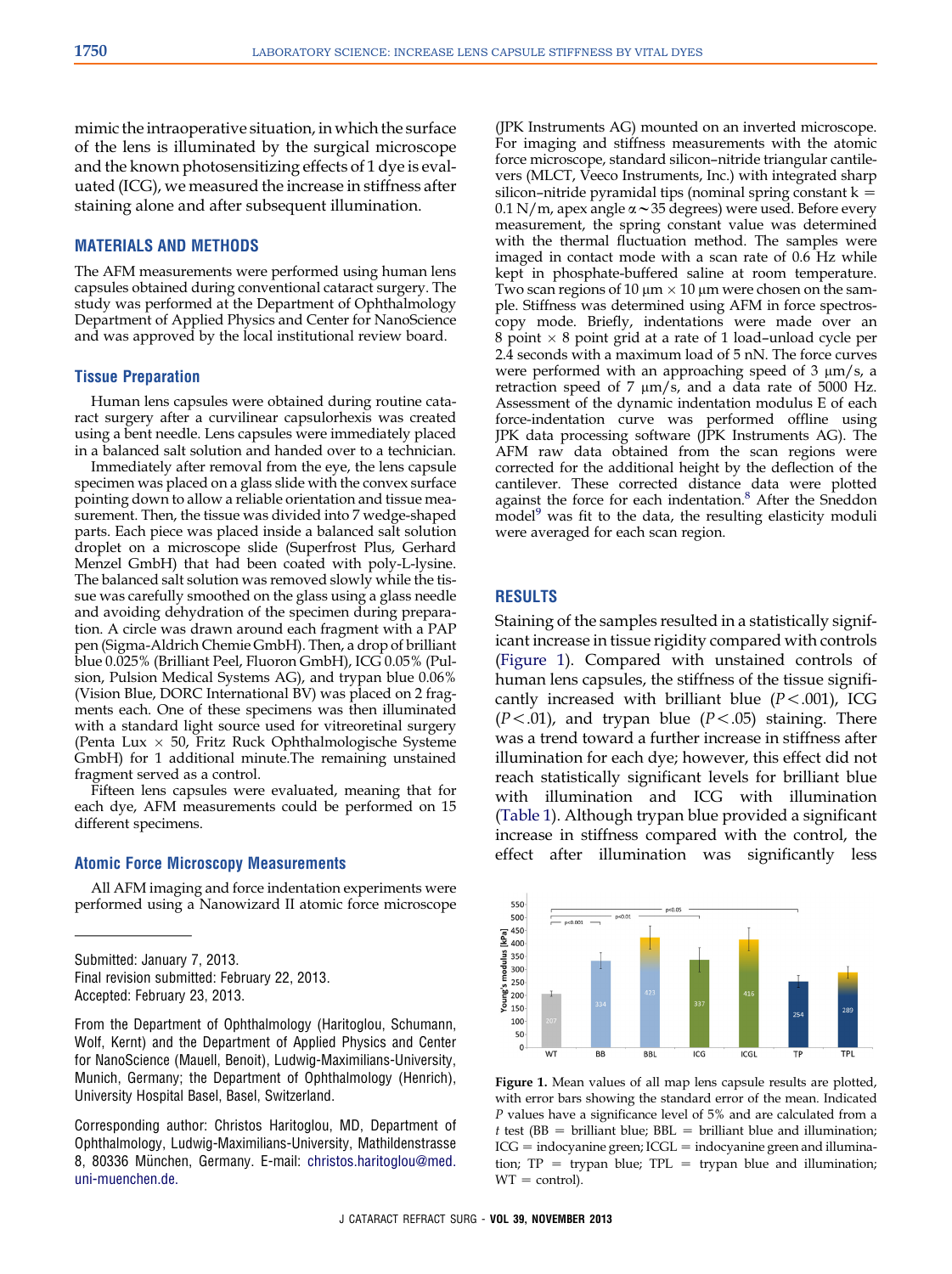mimic the intraoperative situation, in which the surface of the lens is illuminated by the surgical microscope and the known photosensitizing effects of 1 dye is evaluated (ICG), we measured the increase in stiffness after staining alone and after subsequent illumination.

## MATERIALS AND METHODS

The AFM measurements were performed using human lens capsules obtained during conventional cataract surgery. The study was performed at the Department of Ophthalmology Department of Applied Physics and Center for NanoScience and was approved by the local institutional review board.

### Tissue Preparation

Human lens capsules were obtained during routine cataract surgery after a curvilinear capsulorhexis was created using a bent needle. Lens capsules were immediately placed in a balanced salt solution and handed over to a technician.

Immediately after removal from the eye, the lens capsule specimen was placed on a glass slide with the convex surface pointing down to allow a reliable orientation and tissue measurement. Then, the tissue was divided into 7 wedge-shaped parts. Each piece was placed inside a balanced salt solution droplet on a microscope slide (Superfrost Plus, Gerhard Menzel GmbH) that had been coated with poly-L-lysine. The balanced salt solution was removed slowly while the tissue was carefully smoothed on the glass using a glass needle and avoiding dehydration of the specimen during preparation. A circle was drawn around each fragment with a PAP pen (Sigma-Aldrich Chemie GmbH). Then, a drop of brilliant blue 0.025% (Brilliant Peel, Fluoron GmbH), ICG 0.05% (Pulsion, Pulsion Medical Systems AG), and trypan blue 0.06% (Vision Blue, DORC International BV) was placed on 2 fragments each. One of these specimens was then illuminated with a standard light source used for vitreoretinal surgery (Penta Lux × 50, Fritz Ruck Ophthalmologische Systeme GmbH) for 1 additional minute.The remaining unstained fragment served as a control.

Fifteen lens capsules were evaluated, meaning that for each dye, AFM measurements could be performed on 15 different specimens.

### Atomic Force Microscopy Measurements

All AFM imaging and force indentation experiments were performed using a Nanowizard II atomic force microscope (JPK Instruments AG) mounted on an inverted microscope. For imaging and stiffness measurements with the atomic force microscope, standard silicon–nitride triangular cantilevers (MLCT, Veeco Instruments, Inc.) with integrated sharp silicon–nitride pyramidal tips (nominal spring constant $k = 0.1$ N/m, apex angle $\alpha \sim 35$ degrees) were used. Before every measurement, the spring constant value was determined with the thermal fluctuation method. The samples were imaged in contact mode with a scan rate of 0.6 Hz while kept in phosphate-buffered saline at room temperature. Two scan regions of 10 μm × 10 μm were chosen on the sample. Stiffness was determined using AFM in force spectroscopy mode. Briefly, indentations were made over an 8 point × 8 point grid at a rate of 1 load–unload cycle per 2.4 seconds with a maximum load of 5 nN. The force curves were performed with an approaching speed of 3 μm/s, a retraction speed of 7 μm/s, and a data rate of 5000 Hz. Assessment of the dynamic indentation modulus E of each force-indentation curve was performed offline using JPK data processing software (JPK Instruments AG). The AFM raw data obtained from the scan regions were corrected for the additional height by the deflection of the cantilever. These corrected distance data were plotted against the force for each indentation.[8] After the Sneddon model[9] was fit to the data, the resulting elasticity moduli were averaged for each scan region.

## RESULTS

Staining of the samples resulted in a statistically significant increase in tissue rigidity compared with controls (Figure 1). Compared with unstained controls of human lens capsules, the stiffness of the tissue significantly increased with brilliant blue ($P < .001$), ICG ($P < .01$), and trypan blue ($P < .05$) staining. There was a trend toward a further increase in stiffness after illumination for each dye; however, this effect did not reach statistically significant levels for brilliant blue with illumination and ICG with illumination (Table 1). Although trypan blue provided a significant increase in stiffness compared with the control, the effect after illumination was significantly less

**Figure 1.** Mean values of all map lens capsule results are plotted, with error bars showing the standard error of the mean. Indicated *P* values have a significance level of 5% and are calculated from a *t* test (BB = brilliant blue; BBL = brilliant blue and illumination; ICG = indocyanine green; ICGL = indocyanine green and illumination; TP = trypan blue; TPL = trypan blue and illumination; WT = control).

---

Submitted: January 7, 2013.
Final revision submitted: February 22, 2013.
Accepted: February 23, 2013.

From the Department of Ophthalmology (Haritoglou, Schumann, Wolf, Kernt) and the Department of Applied Physics and Center for NanoScience (Mauell, Benoit), Ludwig-Maximilians-University, Munich, Germany; the Department of Ophthalmology (Henrich), University Hospital Basel, Basel, Switzerland.

Corresponding author: Christos Haritoglou, MD, Department of Ophthalmology, Ludwig-Maximilians-University, Mathildenstrasse 8, 80336 München, Germany. E-mail: christos.haritoglou@med.uni-muenchen.de.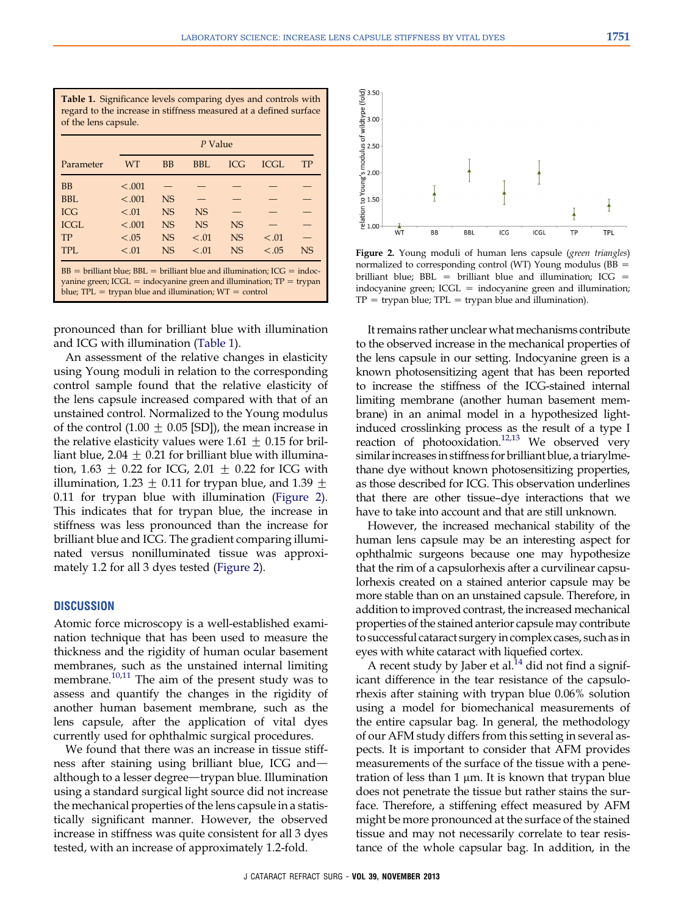**Table 1.** Significance levels comparing dyes and controls with regard to the increase in stiffness measured at a defined surface of the lens capsule.

| Parameter | P Value | | | | | |
|---|---|---|---|---|---|---|
| | WT | BB | BBL | ICG | ICGL | TP |
| BB | <.001 | — | — | — | — | — |
| BBL | <.001 | NS | — | — | — | — |
| ICG | <.01 | NS | NS | — | — | — |
| ICGL | <.001 | NS | NS | NS | — | — |
| TP | <.05 | NS | <.01 | NS | <.01 | — |
| TPL | <.01 | NS | <.01 | NS | <.05 | NS |

BB = brilliant blue; BBL = brilliant blue and illumination; ICG = indocyanine green; ICGL = indocyanine green and illumination; TP = trypan blue; TPL = trypan blue and illumination; WT = control

pronounced than for brilliant blue with illumination and ICG with illumination (Table 1).

An assessment of the relative changes in elasticity using Young moduli in relation to the corresponding control sample found that the relative elasticity of the lens capsule increased compared with that of an unstained control. Normalized to the Young modulus of the control (1.00 ± 0.05 [SD]), the mean increase in the relative elasticity values were 1.61 ± 0.15 for brilliant blue, 2.04 ± 0.21 for brilliant blue with illumination, 1.63 ± 0.22 for ICG, 2.01 ± 0.22 for ICG with illumination, 1.23 ± 0.11 for trypan blue, and 1.39 ± 0.11 for trypan blue with illumination (Figure 2). This indicates that for trypan blue, the increase in stiffness was less pronounced than the increase for brilliant blue and ICG. The gradient comparing illuminated versus nonilluminated tissue was approximately 1.2 for all 3 dyes tested (Figure 2).

**Figure 2.** Young moduli of human lens capsule (*green triangles*) normalized to corresponding control (WT) Young modulus (BB = brilliant blue; BBL = brilliant blue and illumination; ICG = indocyanine green; ICGL = indocyanine green and illumination; TP = trypan blue; TPL = trypan blue and illumination).

## DISCUSSION

Atomic force microscopy is a well-established examination technique that has been used to measure the thickness and the rigidity of human ocular basement membranes, such as the unstained internal limiting membrane.[10,11] The aim of the present study was to assess and quantify the changes in the rigidity of another human basement membrane, such as the lens capsule, after the application of vital dyes currently used for ophthalmic surgical procedures.

We found that there was an increase in tissue stiffness after staining using brilliant blue, ICG and—although to a lesser degree—trypan blue. Illumination using a standard surgical light source did not increase the mechanical properties of the lens capsule in a statistically significant manner. However, the observed increase in stiffness was quite consistent for all 3 dyes tested, with an increase of approximately 1.2-fold.

It remains rather unclear what mechanisms contribute to the observed increase in the mechanical properties of the lens capsule in our setting. Indocyanine green is a known photosensitizing agent that has been reported to increase the stiffness of the ICG-stained internal limiting membrane (another human basement membrane) in an animal model in a hypothesized light-induced crosslinking process as the result of a type I reaction of photooxidation.[12,13] We observed very similar increases in stiffness for brilliant blue, a triarylmethane dye without known photosensitizing properties, as those described for ICG. This observation underlines that there are other tissue–dye interactions that we have to take into account and that are still unknown.

However, the increased mechanical stability of the human lens capsule may be an interesting aspect for ophthalmic surgeons because one may hypothesize that the rim of a capsulorhexis after a curvilinear capsulorhexis created on a stained anterior capsule may be more stable than on an unstained capsule. Therefore, in addition to improved contrast, the increased mechanical properties of the stained anterior capsule may contribute to successful cataract surgery in complex cases, such as in eyes with white cataract with liquefied cortex.

A recent study by Jaber et al.[14] did not find a significant difference in the tear resistance of the capsulorhexis after staining with trypan blue 0.06% solution using a model for biomechanical measurements of the entire capsular bag. In general, the methodology of our AFM study differs from this setting in several aspects. It is important to consider that AFM provides measurements of the surface of the tissue with a penetration of less than 1 μm. It is known that trypan blue does not penetrate the tissue but rather stains the surface. Therefore, a stiffening effect measured by AFM might be more pronounced at the surface of the stained tissue and may not necessarily correlate to tear resistance of the whole capsular bag. In addition, in the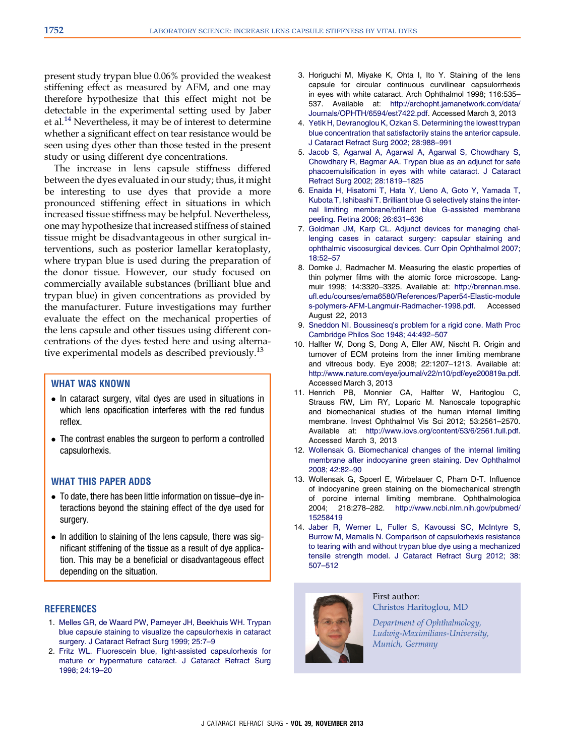present study trypan blue 0.06% provided the weakest stiffening effect as measured by AFM, and one may therefore hypothesize that this effect might not be detectable in the experimental setting used by Jaber et al.[14] Nevertheless, it may be of interest to determine whether a significant effect on tear resistance would be seen using dyes other than those tested in the present study or using different dye concentrations.

The increase in lens capsule stiffness differed between the dyes evaluated in our study; thus, it might be interesting to use dyes that provide a more pronounced stiffening effect in situations in which increased tissue stiffness may be helpful. Nevertheless, one may hypothesize that increased stiffness of stained tissue might be disadvantageous in other surgical interventions, such as posterior lamellar keratoplasty, where trypan blue is used during the preparation of the donor tissue. However, our study focused on commercially available substances (brilliant blue and trypan blue) in given concentrations as provided by the manufacturer. Future investigations may further evaluate the effect on the mechanical properties of the lens capsule and other tissues using different concentrations of the dyes tested here and using alternative experimental models as described previously.[13]

### WHAT WAS KNOWN

- In cataract surgery, vital dyes are used in situations in which lens opacification interferes with the red fundus reflex.
- The contrast enables the surgeon to perform a controlled capsulorhexis.

### WHAT THIS PAPER ADDS

- To date, there has been little information on tissue–dye interactions beyond the staining effect of the dye used for surgery.
- In addition to staining of the lens capsule, there was significant stiffening of the tissue as a result of dye application. This may be a beneficial or disadvantageous effect depending on the situation.

## REFERENCES

1. Melles GR, de Waard PW, Pameyer JH, Beekhuis WH. Trypan blue capsule staining to visualize the capsulorhexis in cataract surgery. J Cataract Refract Surg 1999; 25:7–9
2. Fritz WL. Fluorescein blue, light-assisted capsulorhexis for mature or hypermature cataract. J Cataract Refract Surg 1998; 24:19–20
3. Horiguchi M, Miyake K, Ohta I, Ito Y. Staining of the lens capsule for circular continuous curvilinear capsulorrhexis in eyes with white cataract. Arch Ophthalmol 1998; 116:535–537. Available at: http://archopht.jamanetwork.com/data/Journals/OPHTH/6594/est7422.pdf. Accessed March 3, 2013
4. Yetik H, Devranoglu K, Ozkan S. Determining the lowest trypan blue concentration that satisfactorily stains the anterior capsule. J Cataract Refract Surg 2002; 28:988–991
5. Jacob S, Agarwal A, Agarwal A, Agarwal S, Chowdhary S, Chowdhary R, Bagmar AA. Trypan blue as an adjunct for safe phacoemulsification in eyes with white cataract. J Cataract Refract Surg 2002; 28:1819–1825
6. Enaida H, Hisatomi T, Hata Y, Ueno A, Goto Y, Yamada T, Kubota T, Ishibashi T. Brilliant blue G selectively stains the internal limiting membrane/brilliant blue G-assisted membrane peeling. Retina 2006; 26:631–636
7. Goldman JM, Karp CL. Adjunct devices for managing challenging cases in cataract surgery: capsular staining and ophthalmic viscosurgical devices. Curr Opin Ophthalmol 2007; 18:52–57
8. Domke J, Radmacher M. Measuring the elastic properties of thin polymer films with the atomic force microscope. Langmuir 1998; 14:3320–3325. Available at: http://brennan.mse.ufl.edu/courses/ema6580/References/Paper54-Elastic-modules-polymers-AFM-Langmuir-Radmacher-1998.pdf. Accessed August 22, 2013
9. Sneddon NI. Boussinesq's problem for a rigid cone. Math Proc Cambridge Philos Soc 1948; 44:492–507
10. Halfter W, Dong S, Dong A, Eller AW, Nischt R. Origin and turnover of ECM proteins from the inner limiting membrane and vitreous body. Eye 2008; 22:1207–1213. Available at: http://www.nature.com/eye/journal/v22/n10/pdf/eye200819a.pdf. Accessed March 3, 2013
11. Henrich PB, Monnier CA, Halfter W, Haritoglou C, Strauss RW, Lim RY, Loparic M. Nanoscale topographic and biomechanical studies of the human internal limiting membrane. Invest Ophthalmol Vis Sci 2012; 53:2561–2570. Available at: http://www.iovs.org/content/53/6/2561.full.pdf. Accessed March 3, 2013
12. Wollensak G. Biomechanical changes of the internal limiting membrane after indocyanine green staining. Dev Ophthalmol 2008; 42:82–90
13. Wollensak G, Spoerl E, Wirbelauer C, Pham D-T. Influence of indocyanine green staining on the biomechanical strength of porcine internal limiting membrane. Ophthalmologica 2004; 218:278–282. http://www.ncbi.nlm.nih.gov/pubmed/15258419
14. Jaber R, Werner L, Fuller S, Kavoussi SC, McIntyre S, Burrow M, Mamalis N. Comparison of capsulorhexis resistance to tearing with and without trypan blue dye using a mechanized tensile strength model. J Cataract Refract Surg 2012; 38:507–512

First author:
Christos Haritoglou, MD

*Department of Ophthalmology, Ludwig-Maximilians-University, Munich, Germany*